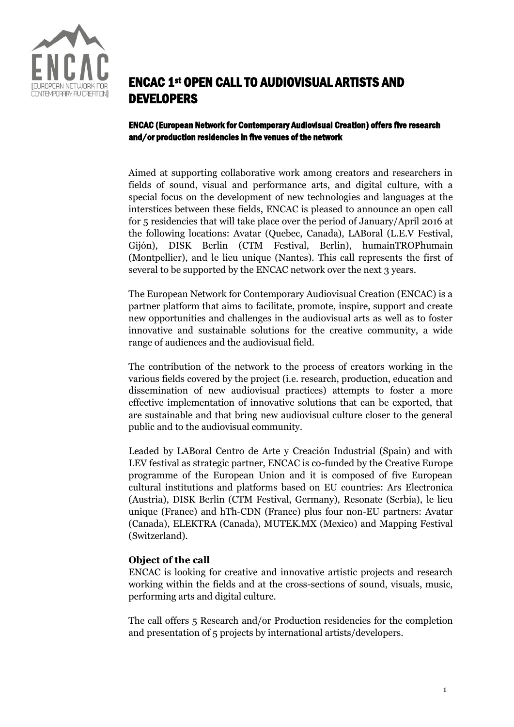# ENCAC 1st OPEN CALL TO AUDIOVISUAL ARTISTS AND DEVELOPERS

**ENCAC (European Network for Contemporary Audiovisual Creation) offers five research and/or production residencies in five venues of the network**

Aimed at supporting collaborative work among creators and researchers in fields of sound, visual and performance arts, and digital culture, with a special focus on the development of new technologies and languages at the interstices between these fields, ENCAC is pleased to announce an open call for 5 residencies that will take place over the period of January/April 2016 at the following locations: Avatar (Quebec, Canada), LABoral (L.E.V Festival, Gijón), DISK Berlin (CTM Festival, Berlin), humainTROPhumain (Montpellier), and le lieu unique (Nantes). This call represents the first of several to be supported by the ENCAC network over the next 3 years.

The European Network for Contemporary Audiovisual Creation (ENCAC) is a partner platform that aims to facilitate, promote, inspire, support and create new opportunities and challenges in the audiovisual arts as well as to foster innovative and sustainable solutions for the creative community, a wide range of audiences and the audiovisual field.

The contribution of the network to the process of creators working in the various fields covered by the project (i.e. research, production, education and dissemination of new audiovisual practices) attempts to foster a more effective implementation of innovative solutions that can be exported, that are sustainable and that bring new audiovisual culture closer to the general public and to the audiovisual community.

Leaded by LABoral Centro de Arte y Creación Industrial (Spain) and with LEV festival as strategic partner, ENCAC is co-funded by the Creative Europe programme of the European Union and it is composed of five European cultural institutions and platforms based on EU countries: Ars Electronica (Austria), DISK Berlin (CTM Festival, Germany), Resonate (Serbia), le lieu unique (France) and hTh-CDN (France) plus four non-EU partners: Avatar (Canada), ELEKTRA (Canada), MUTEK.MX (Mexico) and Mapping Festival (Switzerland).

**Object of the call**

ENCAC is looking for creative and innovative artistic projects and research working within the fields and at the cross-sections of sound, visuals, music, performing arts and digital culture.

The call offers 5 Research and/or Production residencies for the completion and presentation of 5 projects by international artists/developers.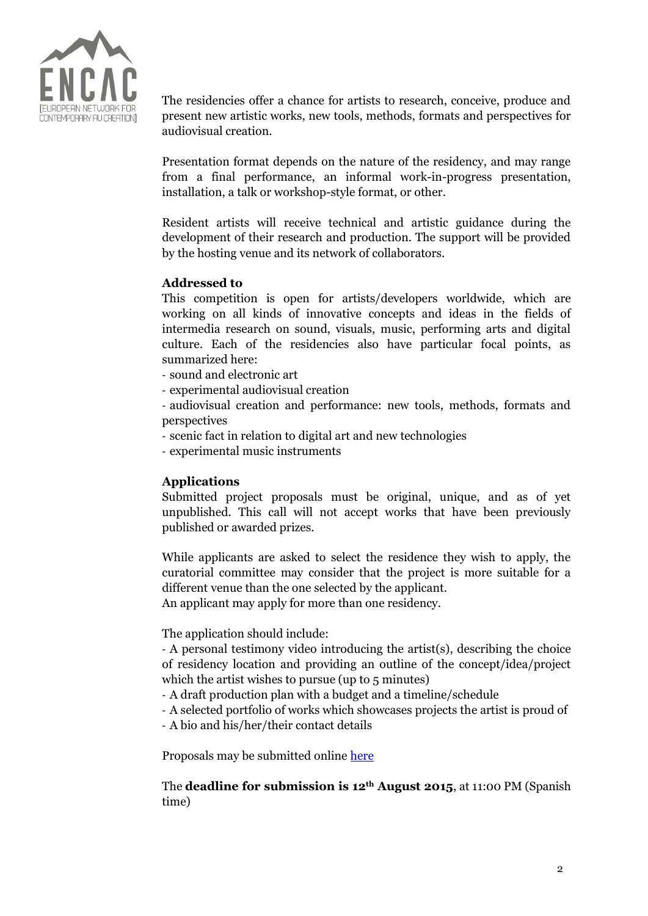The residencies offer a chance for artists to research, conceive, produce and present new artistic works, new tools, methods, formats and perspectives for audiovisual creation.

Presentation format depends on the nature of the residency, and may range from a final performance, an informal work-in-progress presentation, installation, a talk or workshop-style format, or other.

Resident artists will receive technical and artistic guidance during the development of their research and production. The support will be provided by the hosting venue and its network of collaborators.

**Addressed to**

This competition is open for artists/developers worldwide, which are working on all kinds of innovative concepts and ideas in the fields of intermedia research on sound, visuals, music, performing arts and digital culture. Each of the residencies also have particular focal points, as summarized here:

- sound and electronic art
- experimental audiovisual creation
- audiovisual creation and performance: new tools, methods, formats and perspectives
- scenic fact in relation to digital art and new technologies
- experimental music instruments

**Applications**

Submitted project proposals must be original, unique, and as of yet unpublished. This call will not accept works that have been previously published or awarded prizes.

While applicants are asked to select the residence they wish to apply, the curatorial committee may consider that the project is more suitable for a different venue than the one selected by the applicant.
An applicant may apply for more than one residency.

The application should include:

- A personal testimony video introducing the artist(s), describing the choice of residency location and providing an outline of the concept/idea/project which the artist wishes to pursue (up to 5 minutes)
- A draft production plan with a budget and a timeline/schedule
- A selected portfolio of works which showcases projects the artist is proud of
- A bio and his/her/their contact details

Proposals may be submitted online here

The **deadline for submission is 12th August 2015**, at 11:00 PM (Spanish time)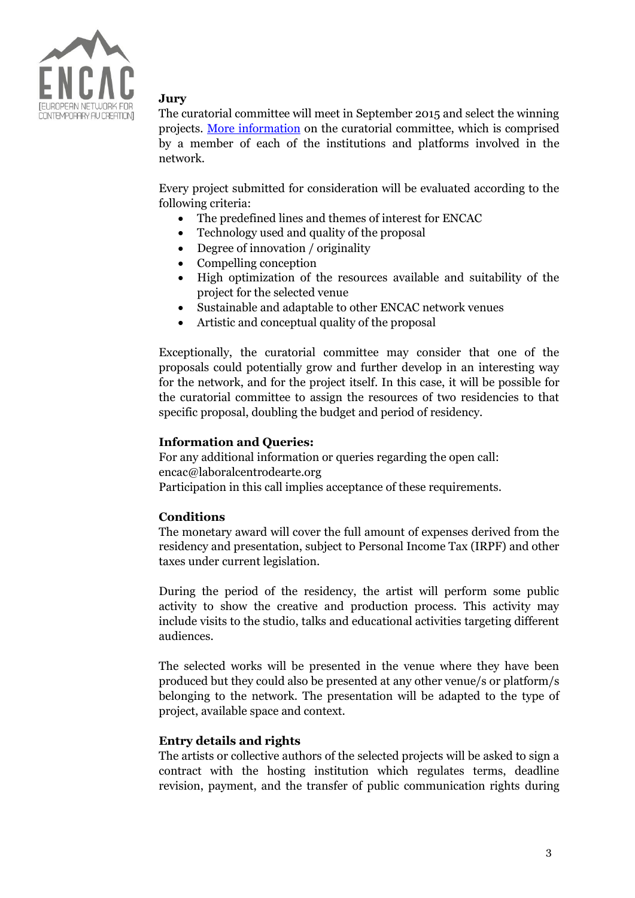**Jury**

The curatorial committee will meet in September 2015 and select the winning projects. [More information](#) on the curatorial committee, which is comprised by a member of each of the institutions and platforms involved in the network.

Every project submitted for consideration will be evaluated according to the following criteria:

- The predefined lines and themes of interest for ENCAC
- Technology used and quality of the proposal
- Degree of innovation / originality
- Compelling conception
- High optimization of the resources available and suitability of the project for the selected venue
- Sustainable and adaptable to other ENCAC network venues
- Artistic and conceptual quality of the proposal

Exceptionally, the curatorial committee may consider that one of the proposals could potentially grow and further develop in an interesting way for the network, and for the project itself. In this case, it will be possible for the curatorial committee to assign the resources of two residencies to that specific proposal, doubling the budget and period of residency.

**Information and Queries:**

For any additional information or queries regarding the open call:
encac@laboralcentrodearte.org
Participation in this call implies acceptance of these requirements.

**Conditions**

The monetary award will cover the full amount of expenses derived from the residency and presentation, subject to Personal Income Tax (IRPF) and other taxes under current legislation.

During the period of the residency, the artist will perform some public activity to show the creative and production process. This activity may include visits to the studio, talks and educational activities targeting different audiences.

The selected works will be presented in the venue where they have been produced but they could also be presented at any other venue/s or platform/s belonging to the network. The presentation will be adapted to the type of project, available space and context.

**Entry details and rights**

The artists or collective authors of the selected projects will be asked to sign a contract with the hosting institution which regulates terms, deadline revision, payment, and the transfer of public communication rights during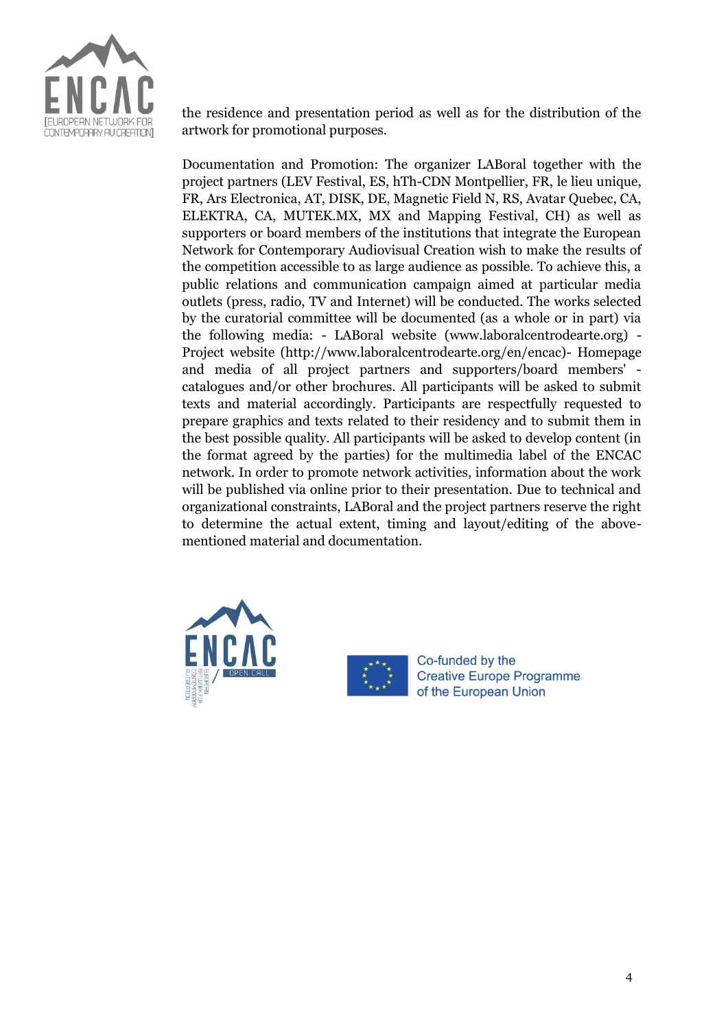the residence and presentation period as well as for the distribution of the artwork for promotional purposes.

Documentation and Promotion: The organizer LABoral together with the project partners (LEV Festival, ES, hTh-CDN Montpellier, FR, le lieu unique, FR, Ars Electronica, AT, DISK, DE, Magnetic Field N, RS, Avatar Quebec, CA, ELEKTRA, CA, MUTEK.MX, MX and Mapping Festival, CH) as well as supporters or board members of the institutions that integrate the European Network for Contemporary Audiovisual Creation wish to make the results of the competition accessible to as large audience as possible. To achieve this, a public relations and communication campaign aimed at particular media outlets (press, radio, TV and Internet) will be conducted. The works selected by the curatorial committee will be documented (as a whole or in part) via the following media: - LABoral website (www.laboralcentrodearte.org) - Project website (http://www.laboralcentrodearte.org/en/encac)- Homepage and media of all project partners and supporters/board members' - catalogues and/or other brochures. All participants will be asked to submit texts and material accordingly. Participants are respectfully requested to prepare graphics and texts related to their residency and to submit them in the best possible quality. All participants will be asked to develop content (in the format agreed by the parties) for the multimedia label of the ENCAC network. In order to promote network activities, information about the work will be published via online prior to their presentation. Due to technical and organizational constraints, LABoral and the project partners reserve the right to determine the actual extent, timing and layout/editing of the above-mentioned material and documentation.

Co-funded by the Creative Europe Programme of the European Union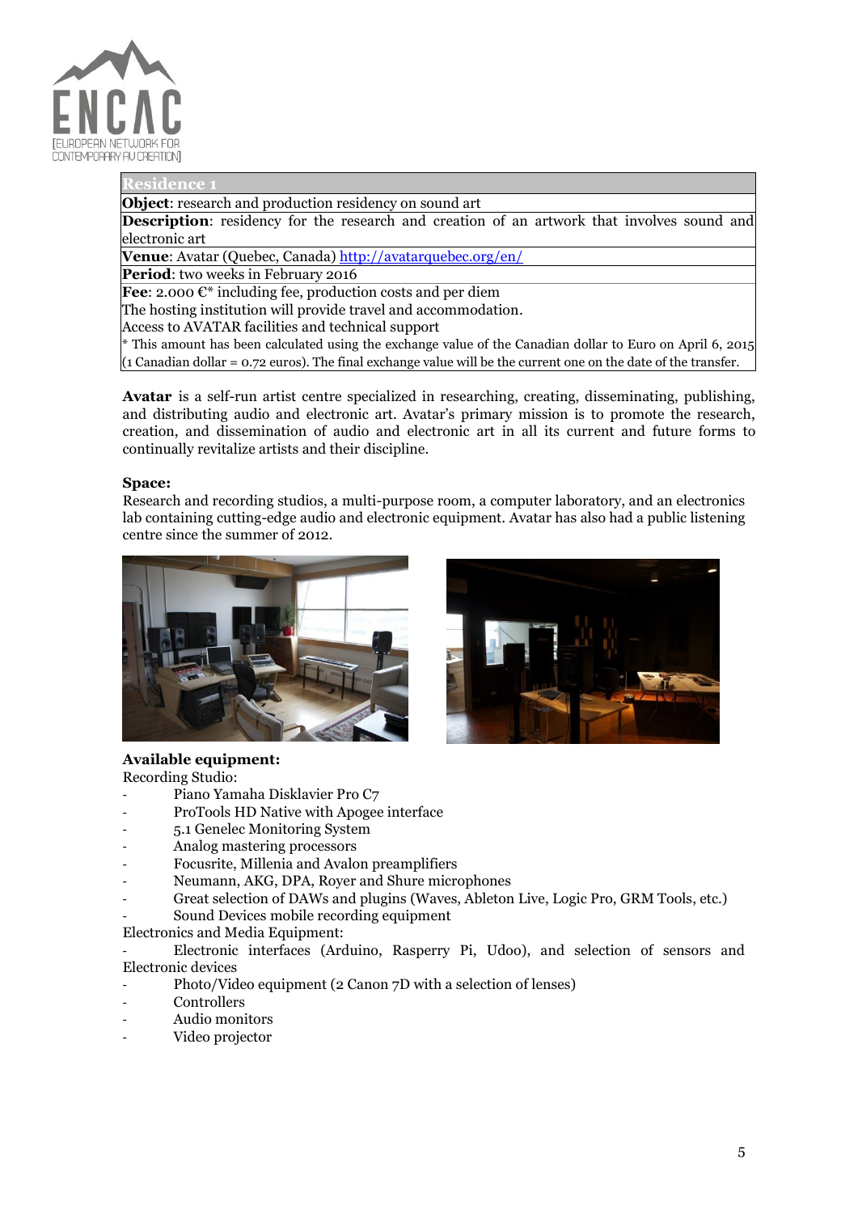| Residence 1 |
| --- |
| **Object**: research and production residency on sound art |
| **Description**: residency for the research and creation of an artwork that involves sound and electronic art |
| **Venue**: Avatar (Quebec, Canada) http://avatarquebec.org/en/ |
| **Period**: two weeks in February 2016 |
| **Fee**: 2.000 €* including fee, production costs and per diem<br>The hosting institution will provide travel and accommodation.<br>Access to AVATAR facilities and technical support<br>* This amount has been calculated using the exchange value of the Canadian dollar to Euro on April 6, 2015 (1 Canadian dollar = 0.72 euros). The final exchange value will be the current one on the date of the transfer. |

**Avatar** is a self-run artist centre specialized in researching, creating, disseminating, publishing, and distributing audio and electronic art. Avatar's primary mission is to promote the research, creation, and dissemination of audio and electronic art in all its current and future forms to continually revitalize artists and their discipline.

**Space:**
Research and recording studios, a multi-purpose room, a computer laboratory, and an electronics lab containing cutting-edge audio and electronic equipment. Avatar has also had a public listening centre since the summer of 2012.

**Available equipment:**
Recording Studio:
- Piano Yamaha Disklavier Pro C7
- ProTools HD Native with Apogee interface
- 5.1 Genelec Monitoring System
- Analog mastering processors
- Focusrite, Millenia and Avalon preamplifiers
- Neumann, AKG, DPA, Royer and Shure microphones
- Great selection of DAWs and plugins (Waves, Ableton Live, Logic Pro, GRM Tools, etc.)
- Sound Devices mobile recording equipment

Electronics and Media Equipment:
- Electronic interfaces (Arduino, Rasperry Pi, Udoo), and selection of sensors and Electronic devices
- Photo/Video equipment (2 Canon 7D with a selection of lenses)
- Controllers
- Audio monitors
- Video projector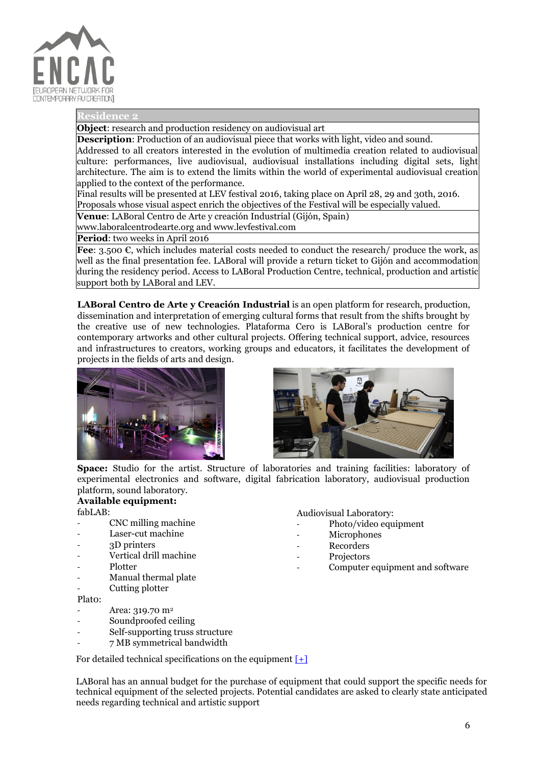| Residence 2 |
|---|
| **Object**: research and production residency on audiovisual art |
| **Description**: Production of an audiovisual piece that works with light, video and sound. Addressed to all creators interested in the evolution of multimedia creation related to audiovisual culture: performances, live audiovisual, audiovisual installations including digital sets, light architecture. The aim is to extend the limits within the world of experimental audiovisual creation applied to the context of the performance. Final results will be presented at LEV festival 2016, taking place on April 28, 29 and 30th, 2016. Proposals whose visual aspect enrich the objectives of the Festival will be especially valued. |
| **Venue**: LABoral Centro de Arte y creación Industrial (Gijón, Spain) www.laboralcentrodearte.org and www.levfestival.com |
| **Period**: two weeks in April 2016 |
| **Fee**: 3.500 €, which includes material costs needed to conduct the research/ produce the work, as well as the final presentation fee. LABoral will provide a return ticket to Gijón and accommodation during the residency period. Access to LABoral Production Centre, technical, production and artistic support both by LABoral and LEV. |

**LABoral Centro de Arte y Creación Industrial** is an open platform for research, production, dissemination and interpretation of emerging cultural forms that result from the shifts brought by the creative use of new technologies. Plataforma Cero is LABoral's production centre for contemporary artworks and other cultural projects. Offering technical support, advice, resources and infrastructures to creators, working groups and educators, it facilitates the development of projects in the fields of arts and design.

**Space:** Studio for the artist. Structure of laboratories and training facilities: laboratory of experimental electronics and software, digital fabrication laboratory, audiovisual production platform, sound laboratory.

**Available equipment:**

fabLAB:

- CNC milling machine
- Laser-cut machine
- 3D printers
- Vertical drill machine
- Plotter
- Manual thermal plate
- Cutting plotter

Plato:

- Area: 319.70 m²
- Soundproofed ceiling
- Self-supporting truss structure
- 7 MB symmetrical bandwidth

Audiovisual Laboratory:

- Photo/video equipment
- Microphones
- Recorders
- Projectors
- Computer equipment and software

For detailed technical specifications on the equipment [+]

LABoral has an annual budget for the purchase of equipment that could support the specific needs for technical equipment of the selected projects. Potential candidates are asked to clearly state anticipated needs regarding technical and artistic support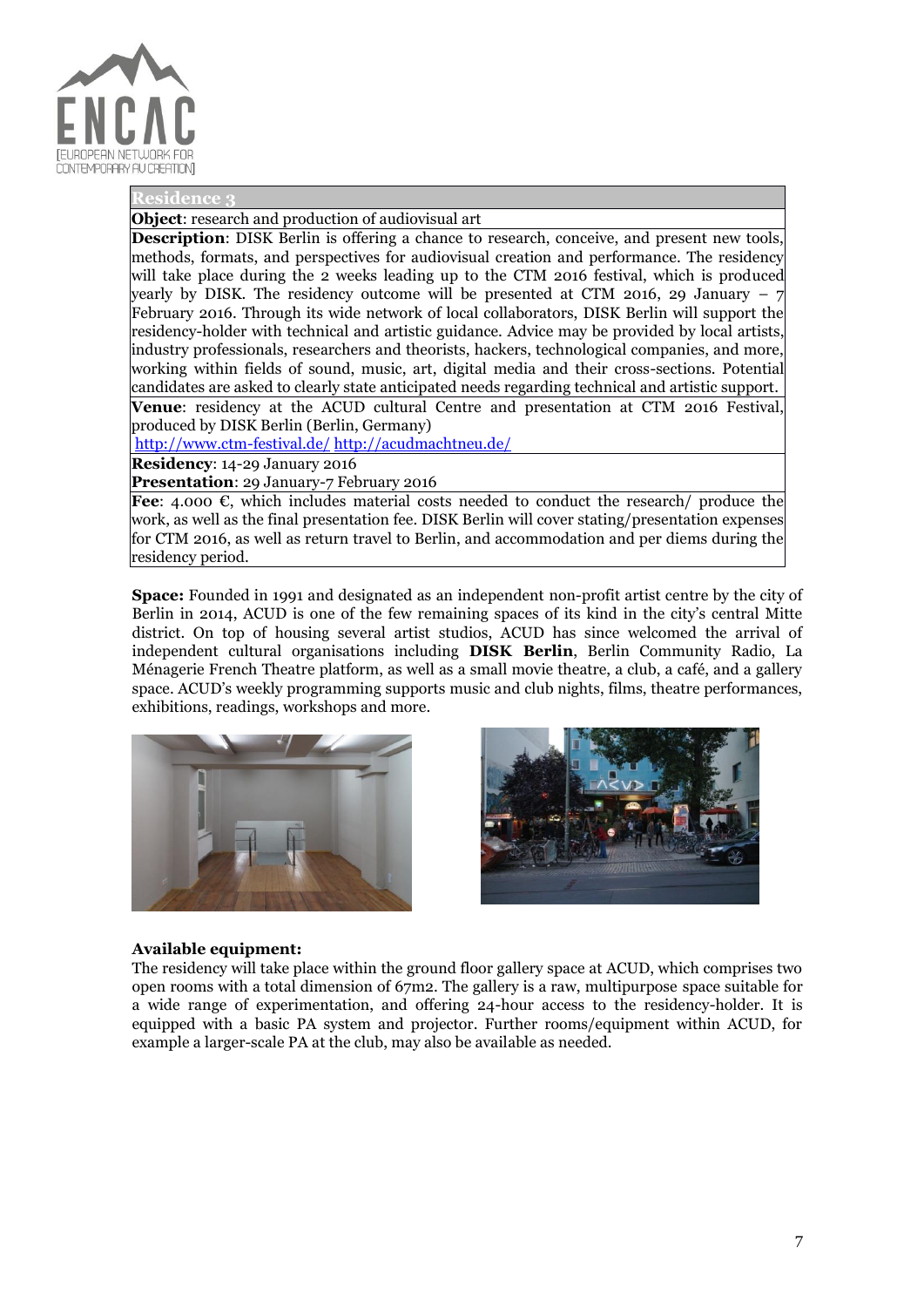## Residence 3

**Object**: research and production of audiovisual art

**Description**: DISK Berlin is offering a chance to research, conceive, and present new tools, methods, formats, and perspectives for audiovisual creation and performance. The residency will take place during the 2 weeks leading up to the CTM 2016 festival, which is produced yearly by DISK. The residency outcome will be presented at CTM 2016, 29 January – 7 February 2016. Through its wide network of local collaborators, DISK Berlin will support the residency-holder with technical and artistic guidance. Advice may be provided by local artists, industry professionals, researchers and theorists, hackers, technological companies, and more, working within fields of sound, music, art, digital media and their cross-sections. Potential candidates are asked to clearly state anticipated needs regarding technical and artistic support.

**Venue**: residency at the ACUD cultural Centre and presentation at CTM 2016 Festival, produced by DISK Berlin (Berlin, Germany)
http://www.ctm-festival.de/ http://acudmachtneu.de/

**Residency**: 14-29 January 2016
**Presentation**: 29 January-7 February 2016

**Fee**: 4.000 €, which includes material costs needed to conduct the research/ produce the work, as well as the final presentation fee. DISK Berlin will cover stating/presentation expenses for CTM 2016, as well as return travel to Berlin, and accommodation and per diems during the residency period.

**Space:** Founded in 1991 and designated as an independent non-profit artist centre by the city of Berlin in 2014, ACUD is one of the few remaining spaces of its kind in the city's central Mitte district. On top of housing several artist studios, ACUD has since welcomed the arrival of independent cultural organisations including **DISK Berlin**, Berlin Community Radio, La Ménagerie French Theatre platform, as well as a small movie theatre, a club, a café, and a gallery space. ACUD's weekly programming supports music and club nights, films, theatre performances, exhibitions, readings, workshops and more.

**Available equipment:**
The residency will take place within the ground floor gallery space at ACUD, which comprises two open rooms with a total dimension of 67m2. The gallery is a raw, multipurpose space suitable for a wide range of experimentation, and offering 24-hour access to the residency-holder. It is equipped with a basic PA system and projector. Further rooms/equipment within ACUD, for example a larger-scale PA at the club, may also be available as needed.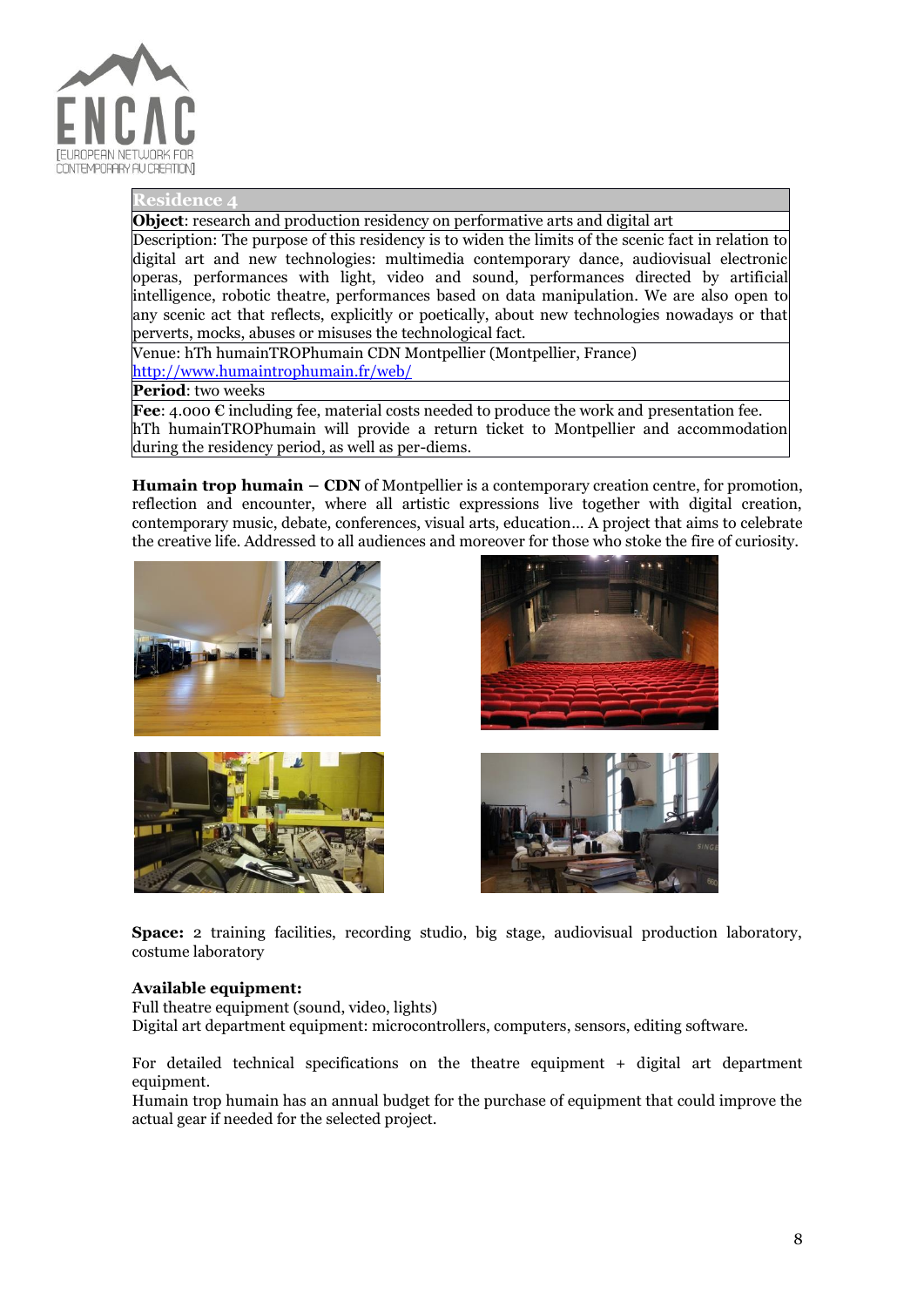| Residence 4 |
|---|
| **Object**: research and production residency on performative arts and digital art |
| Description: The purpose of this residency is to widen the limits of the scenic fact in relation to digital art and new technologies: multimedia contemporary dance, audiovisual electronic operas, performances with light, video and sound, performances directed by artificial intelligence, robotic theatre, performances based on data manipulation. We are also open to any scenic act that reflects, explicitly or poetically, about new technologies nowadays or that perverts, mocks, abuses or misuses the technological fact. |
| Venue: hTh humainTROPhumain CDN Montpellier (Montpellier, France) http://www.humaintrophumain.fr/web/ |
| **Period**: two weeks |
| **Fee**: 4.000 € including fee, material costs needed to produce the work and presentation fee. hTh humainTROPhumain will provide a return ticket to Montpellier and accommodation during the residency period, as well as per-diems. |

**Humain trop humain – CDN** of Montpellier is a contemporary creation centre, for promotion, reflection and encounter, where all artistic expressions live together with digital creation, contemporary music, debate, conferences, visual arts, education… A project that aims to celebrate the creative life. Addressed to all audiences and moreover for those who stoke the fire of curiosity.

**Space:** 2 training facilities, recording studio, big stage, audiovisual production laboratory, costume laboratory

**Available equipment:**
Full theatre equipment (sound, video, lights)
Digital art department equipment: microcontrollers, computers, sensors, editing software.

For detailed technical specifications on the theatre equipment + digital art department equipment.
Humain trop humain has an annual budget for the purchase of equipment that could improve the actual gear if needed for the selected project.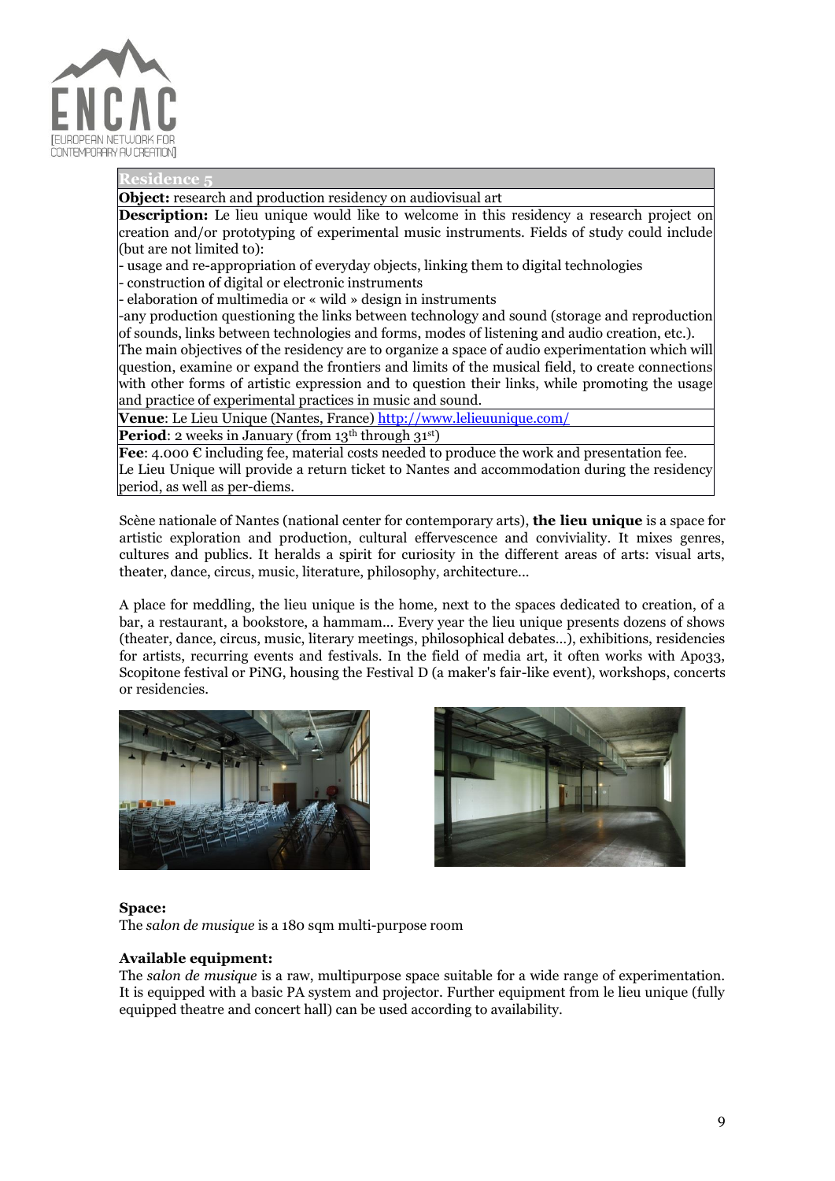**Residence 5**

**Object:** research and production residency on audiovisual art

**Description:** Le lieu unique would like to welcome in this residency a research project on creation and/or prototyping of experimental music instruments. Fields of study could include (but are not limited to):

- usage and re-appropriation of everyday objects, linking them to digital technologies
- construction of digital or electronic instruments
- elaboration of multimedia or « wild » design in instruments
- any production questioning the links between technology and sound (storage and reproduction of sounds, links between technologies and forms, modes of listening and audio creation, etc.).

The main objectives of the residency are to organize a space of audio experimentation which will question, examine or expand the frontiers and limits of the musical field, to create connections with other forms of artistic expression and to question their links, while promoting the usage and practice of experimental practices in music and sound.

**Venue**: Le Lieu Unique (Nantes, France) http://www.lelieuunique.com/

**Period**: 2 weeks in January (from 13th through 31st)

**Fee**: 4.000 € including fee, material costs needed to produce the work and presentation fee. Le Lieu Unique will provide a return ticket to Nantes and accommodation during the residency period, as well as per-diems.

Scène nationale of Nantes (national center for contemporary arts), **the lieu unique** is a space for artistic exploration and production, cultural effervescence and conviviality. It mixes genres, cultures and publics. It heralds a spirit for curiosity in the different areas of arts: visual arts, theater, dance, circus, music, literature, philosophy, architecture...

A place for meddling, the lieu unique is the home, next to the spaces dedicated to creation, of a bar, a restaurant, a bookstore, a hammam... Every year the lieu unique presents dozens of shows (theater, dance, circus, music, literary meetings, philosophical debates…), exhibitions, residencies for artists, recurring events and festivals. In the field of media art, it often works with Apo33, Scopitone festival or PiNG, housing the Festival D (a maker's fair-like event), workshops, concerts or residencies.

**Space:**

The *salon de musique* is a 180 sqm multi-purpose room

**Available equipment:**

The *salon de musique* is a raw, multipurpose space suitable for a wide range of experimentation. It is equipped with a basic PA system and projector. Further equipment from le lieu unique (fully equipped theatre and concert hall) can be used according to availability.